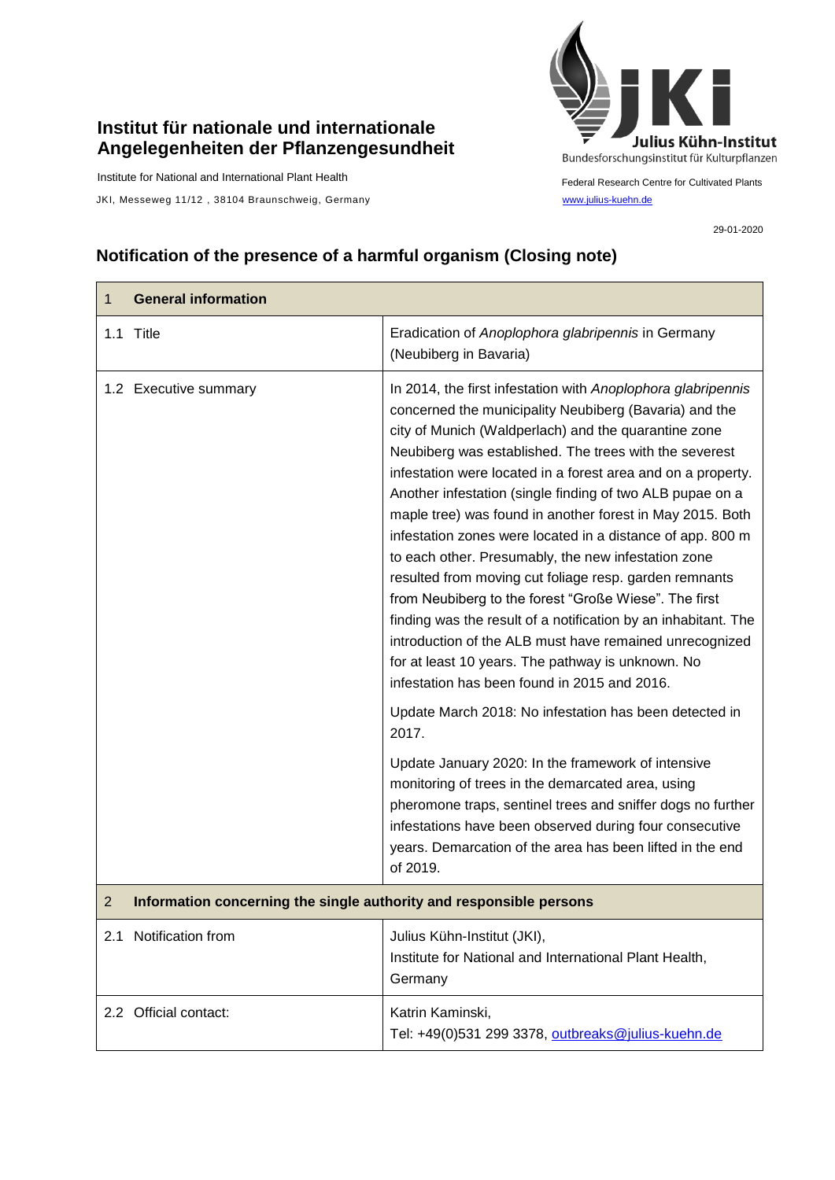**Institut für nationale und internationale Angelegenheiten der Pflanzengesundheit**

Institute for National and International Plant Health

JKI, Messeweg 11/12 , 38104 Braunschweig, Germany

Julius Kühn-Institut
Bundesforschungsinstitut für Kulturpflanzen

Federal Research Centre for Cultivated Plants
www.julius-kuehn.de

29-01-2020

## Notification of the presence of a harmful organism (Closing note)

| 1 **General information** | |
|---|---|
| 1.1 Title | Eradication of *Anoplophora glabripennis* in Germany (Neubiberg in Bavaria) |
| 1.2 Executive summary | In 2014, the first infestation with *Anoplophora glabripennis* concerned the municipality Neubiberg (Bavaria) and the city of Munich (Waldperlach) and the quarantine zone Neubiberg was established. The trees with the severest infestation were located in a forest area and on a property. Another infestation (single finding of two ALB pupae on a maple tree) was found in another forest in May 2015. Both infestation zones were located in a distance of app. 800 m to each other. Presumably, the new infestation zone resulted from moving cut foliage resp. garden remnants from Neubiberg to the forest "Große Wiese". The first finding was the result of a notification by an inhabitant. The introduction of the ALB must have remained unrecognized for at least 10 years. The pathway is unknown. No infestation has been found in 2015 and 2016.<br><br>Update March 2018: No infestation has been detected in 2017.<br><br>Update January 2020: In the framework of intensive monitoring of trees in the demarcated area, using pheromone traps, sentinel trees and sniffer dogs no further infestations have been observed during four consecutive years. Demarcation of the area has been lifted in the end of 2019. |
| 2 **Information concerning the single authority and responsible persons** | |
| 2.1 Notification from | Julius Kühn-Institut (JKI),<br>Institute for National and International Plant Health, Germany |
| 2.2 Official contact: | Katrin Kaminski,<br>Tel: +49(0)531 299 3378, outbreaks@julius-kuehn.de |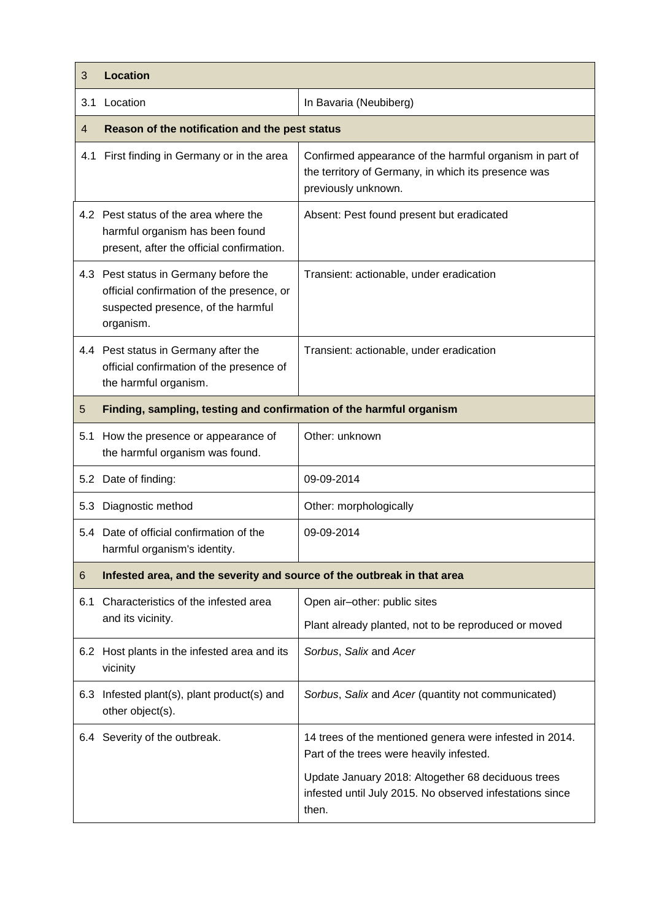| | | |
|---|---|---|
| 3 | **Location** | |
| 3.1 | Location | In Bavaria (Neubiberg) |
| 4 | **Reason of the notification and the pest status** | |
| 4.1 | First finding in Germany or in the area | Confirmed appearance of the harmful organism in part of the territory of Germany, in which its presence was previously unknown. |
| 4.2 | Pest status of the area where the harmful organism has been found present, after the official confirmation. | Absent: Pest found present but eradicated |
| 4.3 | Pest status in Germany before the official confirmation of the presence, or suspected presence, of the harmful organism. | Transient: actionable, under eradication |
| 4.4 | Pest status in Germany after the official confirmation of the presence of the harmful organism. | Transient: actionable, under eradication |
| 5 | **Finding, sampling, testing and confirmation of the harmful organism** | |
| 5.1 | How the presence or appearance of the harmful organism was found. | Other: unknown |
| 5.2 | Date of finding: | 09-09-2014 |
| 5.3 | Diagnostic method | Other: morphologically |
| 5.4 | Date of official confirmation of the harmful organism's identity. | 09-09-2014 |
| 6 | **Infested area, and the severity and source of the outbreak in that area** | |
| 6.1 | Characteristics of the infested area and its vicinity. | Open air–other: public sites<br>Plant already planted, not to be reproduced or moved |
| 6.2 | Host plants in the infested area and its vicinity | *Sorbus*, *Salix* and *Acer* |
| 6.3 | Infested plant(s), plant product(s) and other object(s). | *Sorbus*, *Salix* and *Acer* (quantity not communicated) |
| 6.4 | Severity of the outbreak. | 14 trees of the mentioned genera were infested in 2014. Part of the trees were heavily infested.<br>Update January 2018: Altogether 68 deciduous trees infested until July 2015. No observed infestations since then. |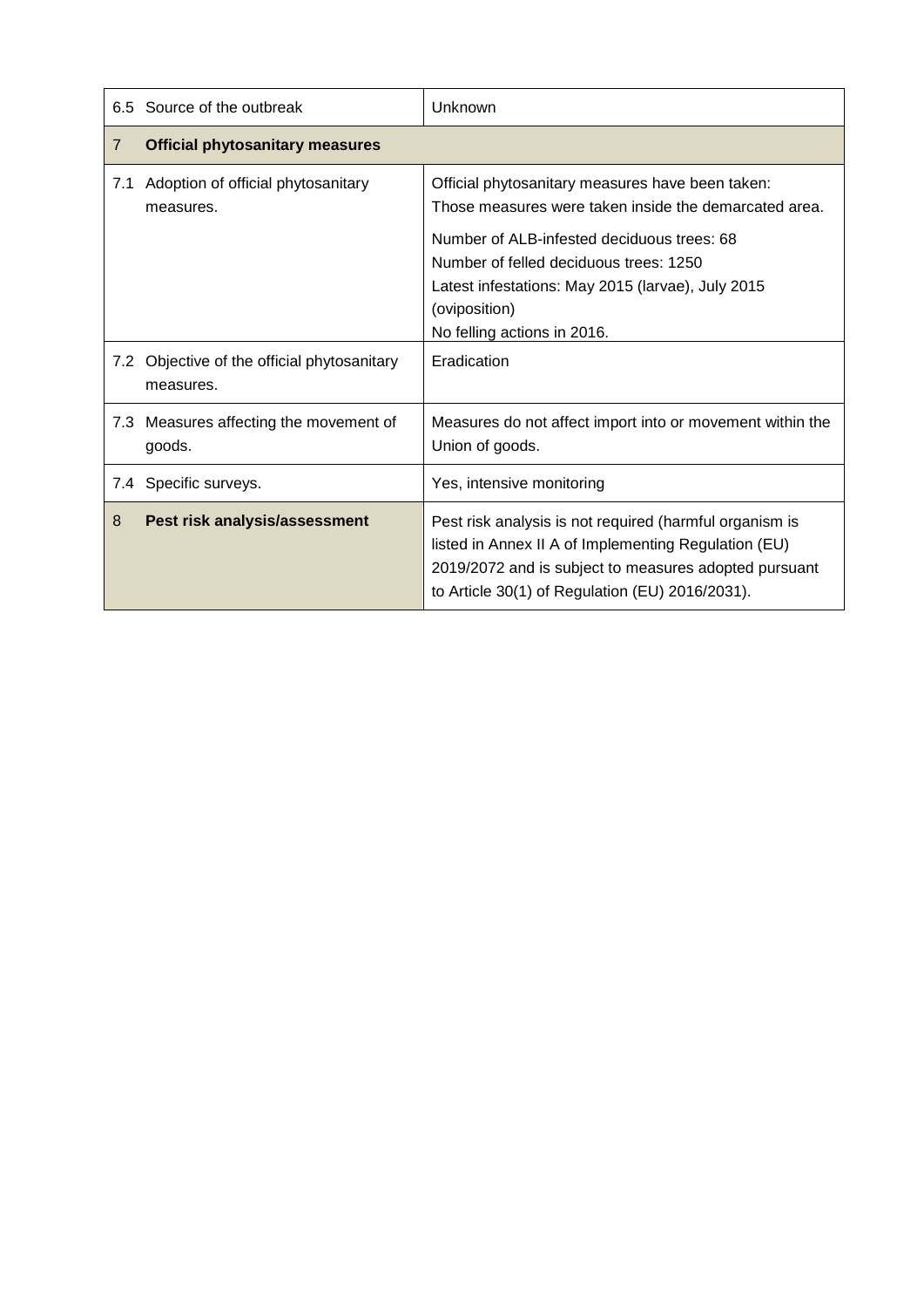| | | |
|---|---|---|
| 6.5 | Source of the outbreak | Unknown |
| 7 | **Official phytosanitary measures** | |
| 7.1 | Adoption of official phytosanitary measures. | Official phytosanitary measures have been taken: Those measures were taken inside the demarcated area.<br><br>Number of ALB-infested deciduous trees: 68<br>Number of felled deciduous trees: 1250<br>Latest infestations: May 2015 (larvae), July 2015 (oviposition)<br>No felling actions in 2016. |
| 7.2 | Objective of the official phytosanitary measures. | Eradication |
| 7.3 | Measures affecting the movement of goods. | Measures do not affect import into or movement within the Union of goods. |
| 7.4 | Specific surveys. | Yes, intensive monitoring |
| 8 | **Pest risk analysis/assessment** | Pest risk analysis is not required (harmful organism is listed in Annex II A of Implementing Regulation (EU) 2019/2072 and is subject to measures adopted pursuant to Article 30(1) of Regulation (EU) 2016/2031). |